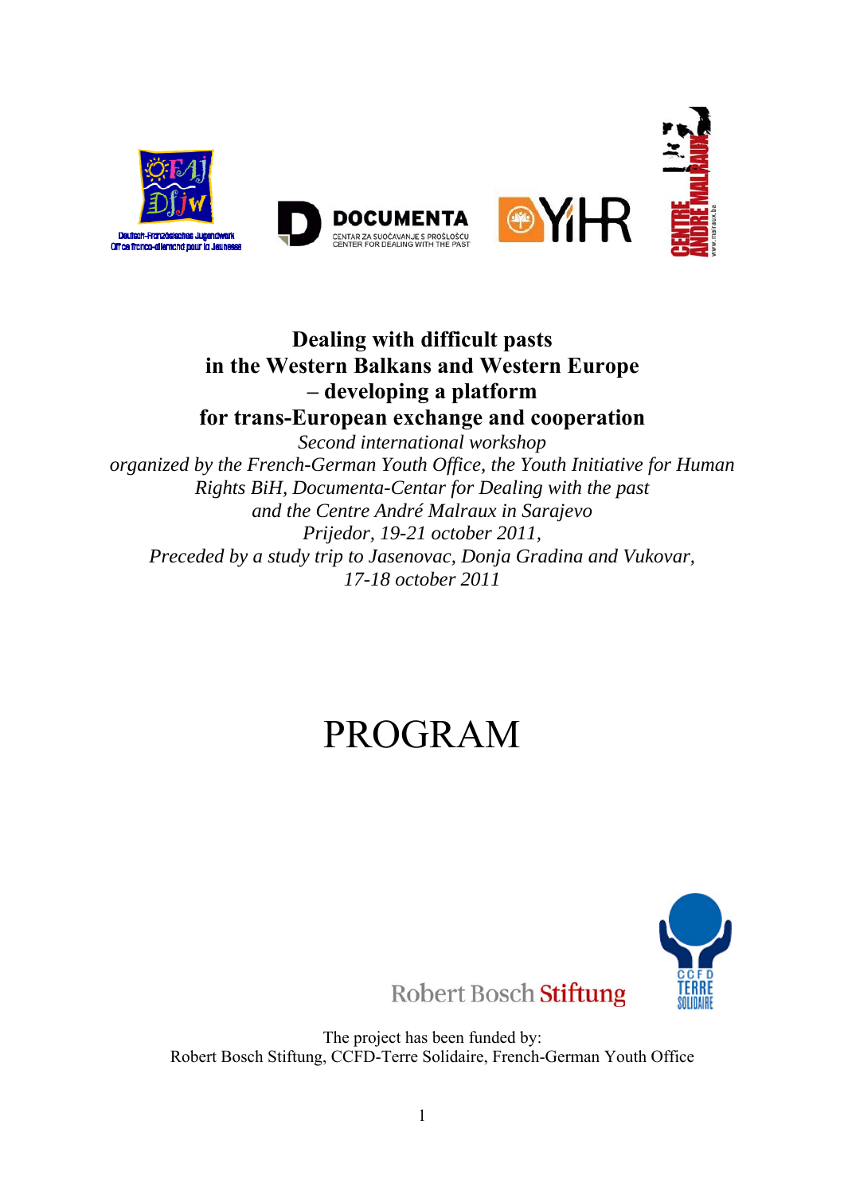# Dealing with difficult pasts in the Western Balkans and Western Europe – developing a platform for trans-European exchange and cooperation

*Second international workshop*
*organized by the French-German Youth Office, the Youth Initiative for Human Rights BiH, Documenta-Centar for Dealing with the past and the Centre André Malraux in Sarajevo*
*Prijedor, 19-21 october 2011,*
*Preceded by a study trip to Jasenovac, Donja Gradina and Vukovar, 17-18 october 2011*

# PROGRAM

The project has been funded by:
Robert Bosch Stiftung, CCFD-Terre Solidaire, French-German Youth Office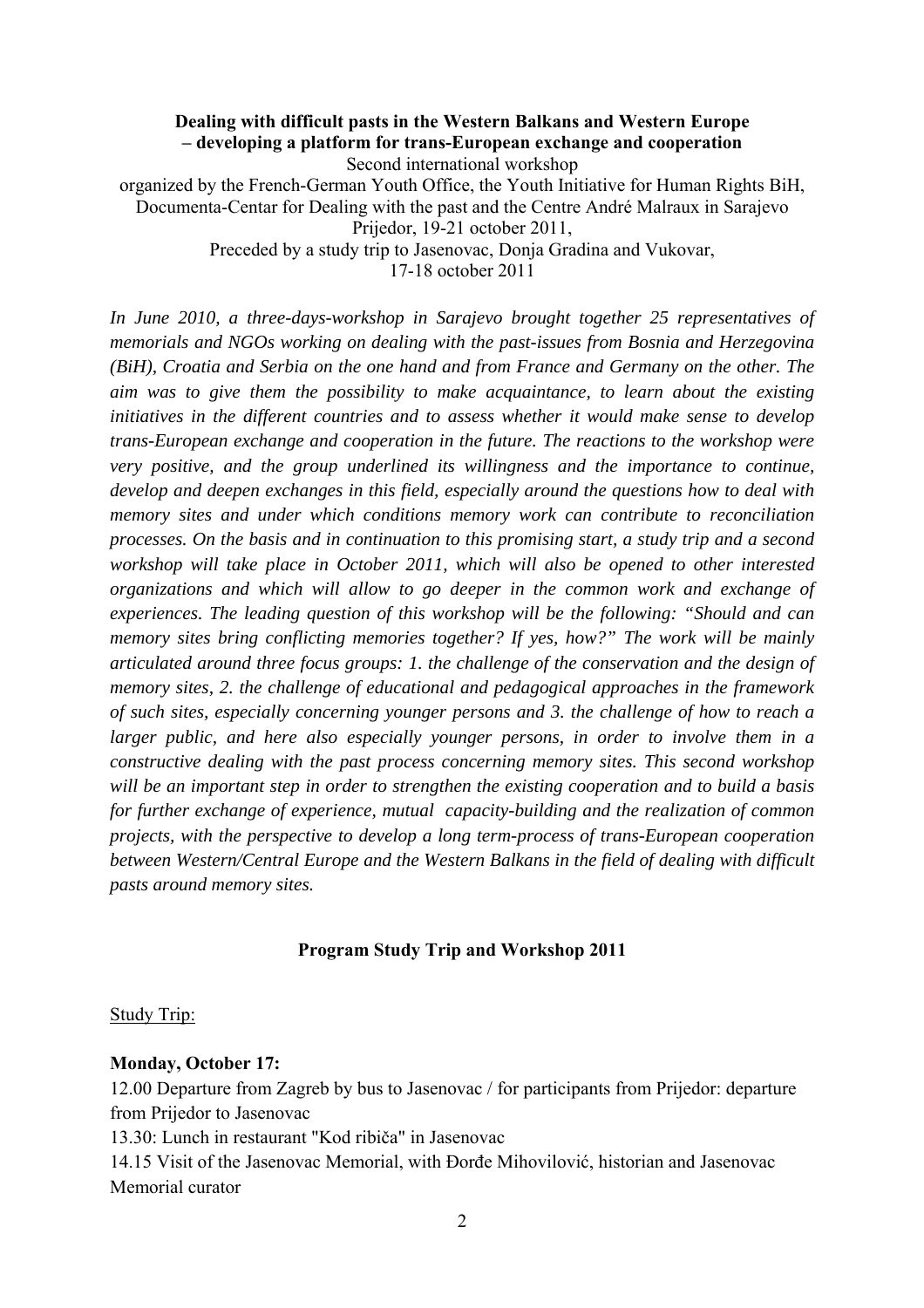**Dealing with difficult pasts in the Western Balkans and Western Europe – developing a platform for trans-European exchange and cooperation**

Second international workshop

organized by the French-German Youth Office, the Youth Initiative for Human Rights BiH, Documenta-Centar for Dealing with the past and the Centre André Malraux in Sarajevo

Prijedor, 19-21 october 2011,

Preceded by a study trip to Jasenovac, Donja Gradina and Vukovar,

17-18 october 2011

*In June 2010, a three-days-workshop in Sarajevo brought together 25 representatives of memorials and NGOs working on dealing with the past-issues from Bosnia and Herzegovina (BiH), Croatia and Serbia on the one hand and from France and Germany on the other. The aim was to give them the possibility to make acquaintance, to learn about the existing initiatives in the different countries and to assess whether it would make sense to develop trans-European exchange and cooperation in the future. The reactions to the workshop were very positive, and the group underlined its willingness and the importance to continue, develop and deepen exchanges in this field, especially around the questions how to deal with memory sites and under which conditions memory work can contribute to reconciliation processes. On the basis and in continuation to this promising start, a study trip and a second workshop will take place in October 2011, which will also be opened to other interested organizations and which will allow to go deeper in the common work and exchange of experiences. The leading question of this workshop will be the following: "Should and can memory sites bring conflicting memories together? If yes, how?" The work will be mainly articulated around three focus groups: 1. the challenge of the conservation and the design of memory sites, 2. the challenge of educational and pedagogical approaches in the framework of such sites, especially concerning younger persons and 3. the challenge of how to reach a larger public, and here also especially younger persons, in order to involve them in a constructive dealing with the past process concerning memory sites. This second workshop will be an important step in order to strengthen the existing cooperation and to build a basis for further exchange of experience, mutual capacity-building and the realization of common projects, with the perspective to develop a long term-process of trans-European cooperation between Western/Central Europe and the Western Balkans in the field of dealing with difficult pasts around memory sites.*

**Program Study Trip and Workshop 2011**

Study Trip:

**Monday, October 17:**

12.00 Departure from Zagreb by bus to Jasenovac / for participants from Prijedor: departure from Prijedor to Jasenovac

13.30: Lunch in restaurant "Kod ribiča" in Jasenovac

14.15 Visit of the Jasenovac Memorial, with Đorđe Mihovilović, historian and Jasenovac Memorial curator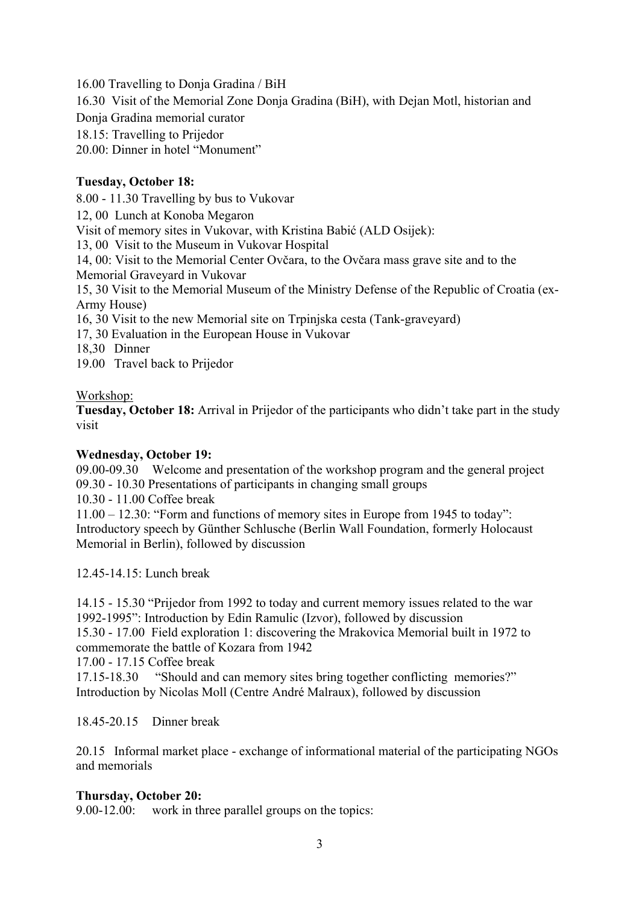16.00 Travelling to Donja Gradina / BiH

16.30 Visit of the Memorial Zone Donja Gradina (BiH), with Dejan Motl, historian and Donja Gradina memorial curator

18.15: Travelling to Prijedor

20.00: Dinner in hotel "Monument"

**Tuesday, October 18:**

8.00 - 11.30 Travelling by bus to Vukovar

12, 00 Lunch at Konoba Megaron

Visit of memory sites in Vukovar, with Kristina Babić (ALD Osijek):

13, 00 Visit to the Museum in Vukovar Hospital

14, 00: Visit to the Memorial Center Ovčara, to the Ovčara mass grave site and to the Memorial Graveyard in Vukovar

15, 30 Visit to the Memorial Museum of the Ministry Defense of the Republic of Croatia (ex-Army House)

16, 30 Visit to the new Memorial site on Trpinjska cesta (Tank-graveyard)

17, 30 Evaluation in the European House in Vukovar

18,30 Dinner

19.00 Travel back to Prijedor

Workshop:

**Tuesday, October 18:** Arrival in Prijedor of the participants who didn't take part in the study visit

**Wednesday, October 19:**

09.00-09.30 Welcome and presentation of the workshop program and the general project

09.30 - 10.30 Presentations of participants in changing small groups

10.30 - 11.00 Coffee break

11.00 – 12.30: "Form and functions of memory sites in Europe from 1945 to today": Introductory speech by Günther Schlusche (Berlin Wall Foundation, formerly Holocaust Memorial in Berlin), followed by discussion

12.45-14.15: Lunch break

14.15 - 15.30 "Prijedor from 1992 to today and current memory issues related to the war 1992-1995": Introduction by Edin Ramulic (Izvor), followed by discussion

15.30 - 17.00 Field exploration 1: discovering the Mrakovica Memorial built in 1972 to commemorate the battle of Kozara from 1942

17.00 - 17.15 Coffee break

17.15-18.30 "Should and can memory sites bring together conflicting memories?" Introduction by Nicolas Moll (Centre André Malraux), followed by discussion

18.45-20.15 Dinner break

20.15 Informal market place - exchange of informational material of the participating NGOs and memorials

**Thursday, October 20:**

9.00-12.00: work in three parallel groups on the topics: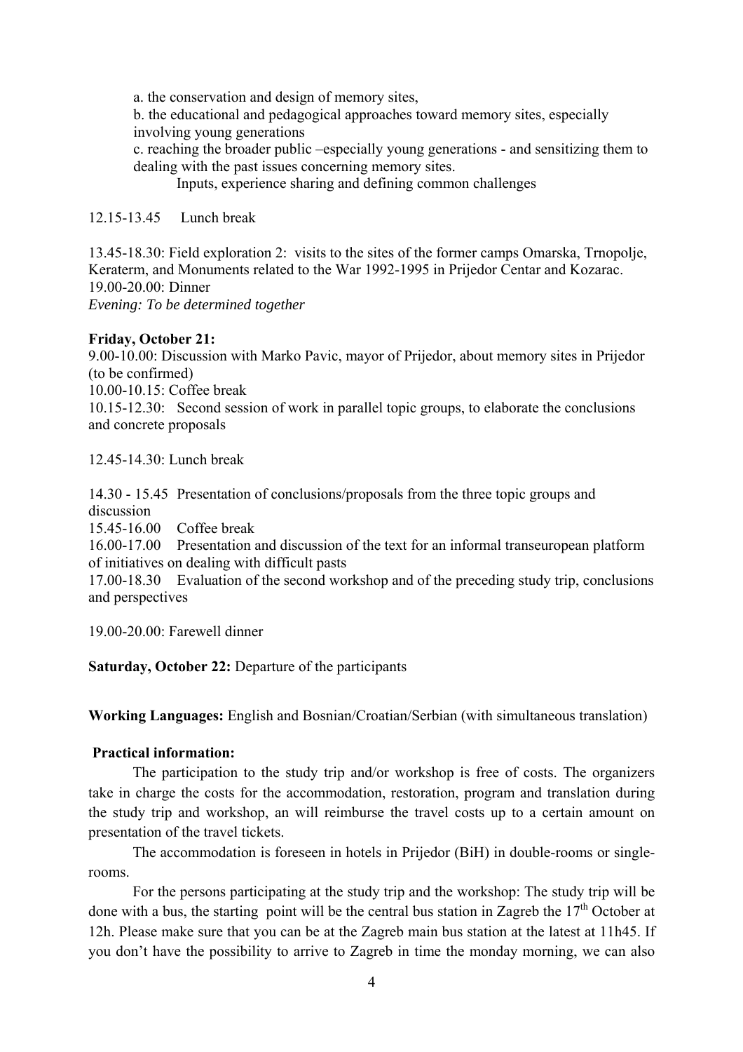a. the conservation and design of memory sites,

b. the educational and pedagogical approaches toward memory sites, especially involving young generations

c. reaching the broader public –especially young generations - and sensitizing them to dealing with the past issues concerning memory sites.

Inputs, experience sharing and defining common challenges

12.15-13.45 Lunch break

13.45-18.30: Field exploration 2: visits to the sites of the former camps Omarska, Trnopolje, Keraterm, and Monuments related to the War 1992-1995 in Prijedor Centar and Kozarac.
19.00-20.00: Dinner
*Evening: To be determined together*

**Friday, October 21:**
9.00-10.00: Discussion with Marko Pavic, mayor of Prijedor, about memory sites in Prijedor (to be confirmed)
10.00-10.15: Coffee break
10.15-12.30: Second session of work in parallel topic groups, to elaborate the conclusions and concrete proposals

12.45-14.30: Lunch break

14.30 - 15.45 Presentation of conclusions/proposals from the three topic groups and discussion
15.45-16.00 Coffee break
16.00-17.00 Presentation and discussion of the text for an informal transeuropean platform of initiatives on dealing with difficult pasts
17.00-18.30 Evaluation of the second workshop and of the preceding study trip, conclusions and perspectives

19.00-20.00: Farewell dinner

**Saturday, October 22:** Departure of the participants

**Working Languages:** English and Bosnian/Croatian/Serbian (with simultaneous translation)

**Practical information:**

The participation to the study trip and/or workshop is free of costs. The organizers take in charge the costs for the accommodation, restoration, program and translation during the study trip and workshop, an will reimburse the travel costs up to a certain amount on presentation of the travel tickets.

The accommodation is foreseen in hotels in Prijedor (BiH) in double-rooms or single-rooms.

For the persons participating at the study trip and the workshop: The study trip will be done with a bus, the starting point will be the central bus station in Zagreb the 17th October at 12h. Please make sure that you can be at the Zagreb main bus station at the latest at 11h45. If you don't have the possibility to arrive to Zagreb in time the monday morning, we can also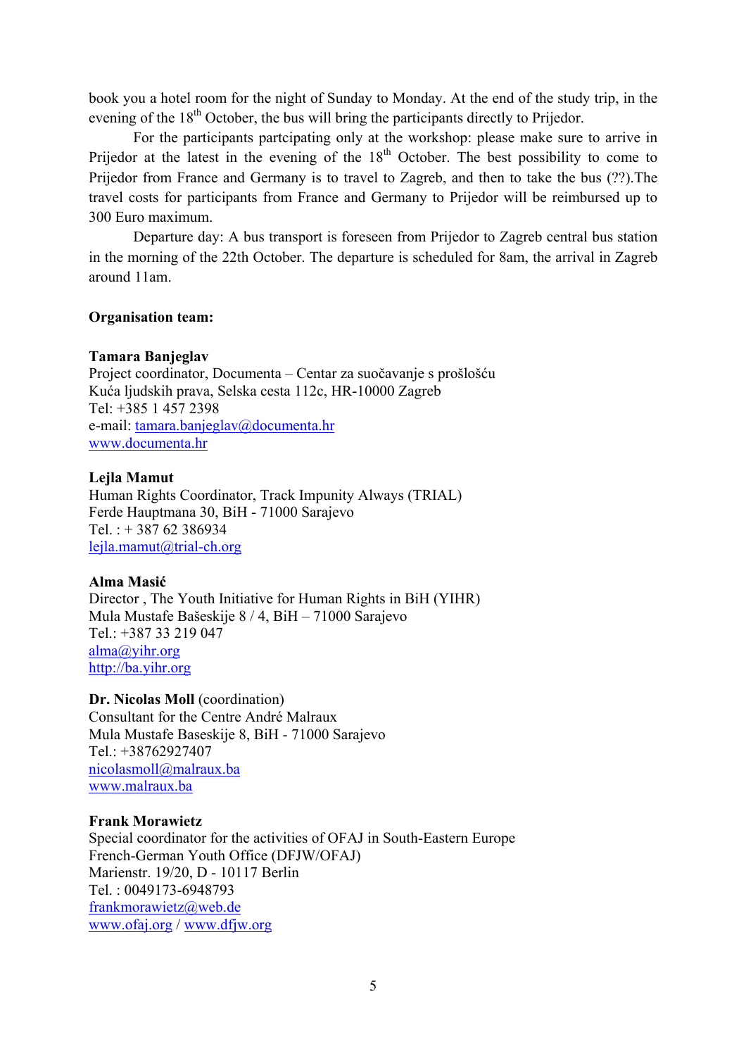book you a hotel room for the night of Sunday to Monday. At the end of the study trip, in the evening of the 18th October, the bus will bring the participants directly to Prijedor.

For the participants partcipating only at the workshop: please make sure to arrive in Prijedor at the latest in the evening of the 18th October. The best possibility to come to Prijedor from France and Germany is to travel to Zagreb, and then to take the bus (??).The travel costs for participants from France and Germany to Prijedor will be reimbursed up to 300 Euro maximum.

Departure day: A bus transport is foreseen from Prijedor to Zagreb central bus station in the morning of the 22th October. The departure is scheduled for 8am, the arrival in Zagreb around 11am.

**Organisation team:**

**Tamara Banjeglav**
Project coordinator, Documenta – Centar za suočavanje s prošlošću
Kuća ljudskih prava, Selska cesta 112c, HR-10000 Zagreb
Tel: +385 1 457 2398
e-mail: tamara.banjeglav@documenta.hr
www.documenta.hr

**Lejla Mamut**
Human Rights Coordinator, Track Impunity Always (TRIAL)
Ferde Hauptmana 30, BiH - 71000 Sarajevo
Tel. : + 387 62 386934
lejla.mamut@trial-ch.org

**Alma Masić**
Director , The Youth Initiative for Human Rights in BiH (YIHR)
Mula Mustafe Bašeskije 8 / 4, BiH – 71000 Sarajevo
Tel.: +387 33 219 047
alma@yihr.org
http://ba.yihr.org

**Dr. Nicolas Moll** (coordination)
Consultant for the Centre André Malraux
Mula Mustafe Baseskije 8, BiH - 71000 Sarajevo
Tel.: +38762927407
nicolasmoll@malraux.ba
www.malraux.ba

**Frank Morawietz**
Special coordinator for the activities of OFAJ in South-Eastern Europe
French-German Youth Office (DFJW/OFAJ)
Marienstr. 19/20, D - 10117 Berlin
Tel. : 0049173-6948793
frankmorawietz@web.de
www.ofaj.org / www.dfjw.org